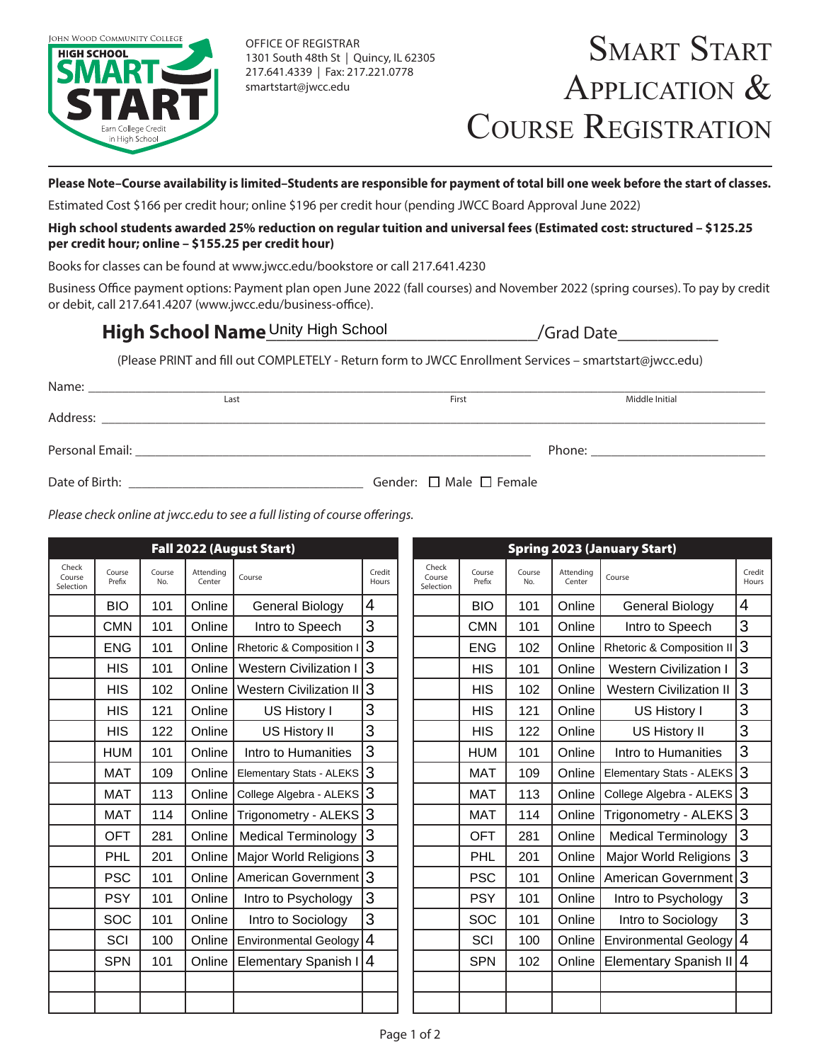JOHN WOOD COMMUNITY COLLEGE
HIGH SCHOOL SMART START
Earn College Credit in High School

OFFICE OF REGISTRAR
1301 South 48th St | Quincy, IL 62305
217.641.4339 | Fax: 217.221.0778
smartstart@jwcc.edu

# Smart Start Application & Course Registration

**Please Note–Course availability is limited–Students are responsible for payment of total bill one week before the start of classes.**

Estimated Cost $166 per credit hour; online $196 per credit hour (pending JWCC Board Approval June 2022)

**High school students awarded 25% reduction on regular tuition and universal fees (Estimated cost: structured – $125.25 per credit hour; online – $155.25 per credit hour)**

Books for classes can be found at www.jwcc.edu/bookstore or call 217.641.4230

Business Office payment options: Payment plan open June 2022 (fall courses) and November 2022 (spring courses). To pay by credit or debit, call 217.641.4207 (www.jwcc.edu/business-office).

**High School Name** Unity High School ____________ /Grad Date ____________

(Please PRINT and fill out COMPLETELY - Return form to JWCC Enrollment Services – smartstart@jwcc.edu)

Name: ______________________________________________
Last First Middle Initial

Address: ______________________________________________

Personal Email: ______________________________ Phone: ______________________

Date of Birth: ______________________ Gender: ☐ Male ☐ Female

*Please check online at jwcc.edu to see a full listing of course offerings.*

**Fall 2022 (August Start)**

| Check Course Selection | Course Prefix | Course No. | Attending Center | Course | Credit Hours |
|---|---|---|---|---|---|
| | BIO | 101 | Online | General Biology | 4 |
| | CMN | 101 | Online | Intro to Speech | 3 |
| | ENG | 101 | Online | Rhetoric & Composition I | 3 |
| | HIS | 101 | Online | Western Civilization I | 3 |
| | HIS | 102 | Online | Western Civilization II | 3 |
| | HIS | 121 | Online | US History I | 3 |
| | HIS | 122 | Online | US History II | 3 |
| | HUM | 101 | Online | Intro to Humanities | 3 |
| | MAT | 109 | Online | Elementary Stats - ALEKS | 3 |
| | MAT | 113 | Online | College Algebra - ALEKS | 3 |
| | MAT | 114 | Online | Trigonometry - ALEKS | 3 |
| | OFT | 281 | Online | Medical Terminology | 3 |
| | PHL | 201 | Online | Major World Religions | 3 |
| | PSC | 101 | Online | American Government | 3 |
| | PSY | 101 | Online | Intro to Psychology | 3 |
| | SOC | 101 | Online | Intro to Sociology | 3 |
| | SCI | 100 | Online | Environmental Geology | 4 |
| | SPN | 101 | Online | Elementary Spanish I | 4 |
| | | | | | |
| | | | | | |

**Spring 2023 (January Start)**

| Check Course Selection | Course Prefix | Course No. | Attending Center | Course | Credit Hours |
|---|---|---|---|---|---|
| | BIO | 101 | Online | General Biology | 4 |
| | CMN | 101 | Online | Intro to Speech | 3 |
| | ENG | 102 | Online | Rhetoric & Composition II | 3 |
| | HIS | 101 | Online | Western Civilization I | 3 |
| | HIS | 102 | Online | Western Civilization II | 3 |
| | HIS | 121 | Online | US History I | 3 |
| | HIS | 122 | Online | US History II | 3 |
| | HUM | 101 | Online | Intro to Humanities | 3 |
| | MAT | 109 | Online | Elementary Stats - ALEKS | 3 |
| | MAT | 113 | Online | College Algebra - ALEKS | 3 |
| | MAT | 114 | Online | Trigonometry - ALEKS | 3 |
| | OFT | 281 | Online | Medical Terminology | 3 |
| | PHL | 201 | Online | Major World Religions | 3 |
| | PSC | 101 | Online | American Government | 3 |
| | PSY | 101 | Online | Intro to Psychology | 3 |
| | SOC | 101 | Online | Intro to Sociology | 3 |
| | SCI | 100 | Online | Environmental Geology | 4 |
| | SPN | 102 | Online | Elementary Spanish II | 4 |
| | | | | | |
| | | | | | |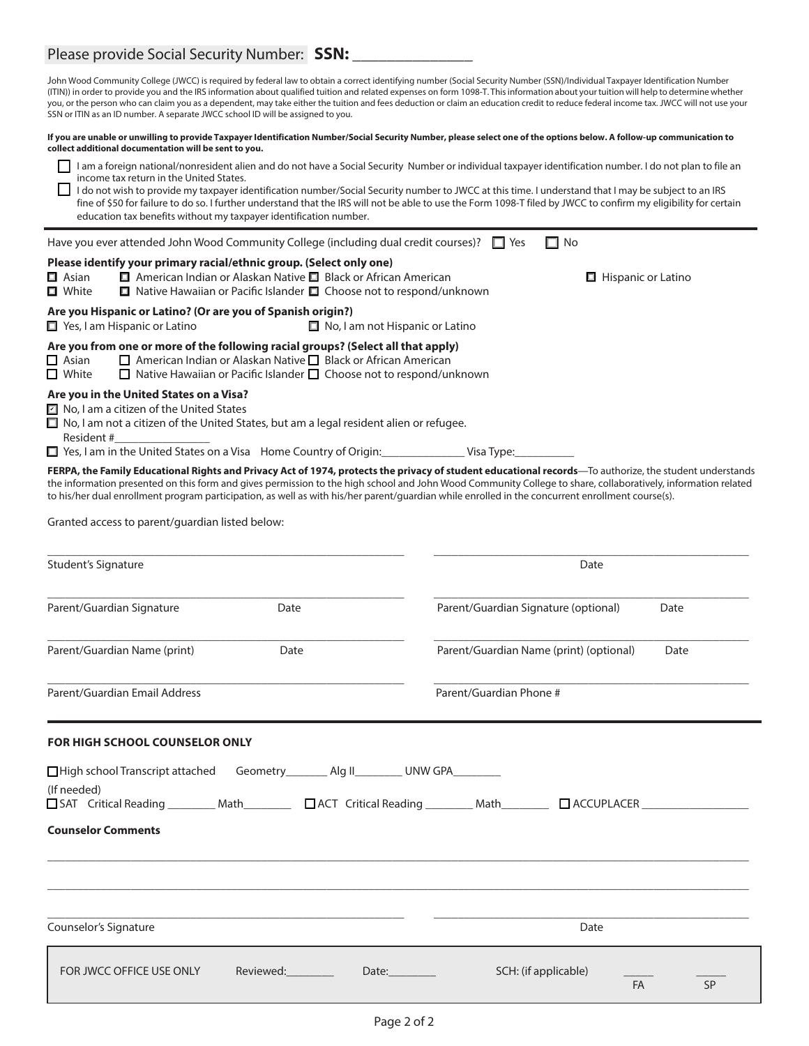Please provide Social Security Number: **SSN:** _______________

John Wood Community College (JWCC) is required by federal law to obtain a correct identifying number (Social Security Number (SSN)/Individual Taxpayer Identification Number (ITIN)) in order to provide you and the IRS information about qualified tuition and related expenses on form 1098-T. This information about your tuition will help to determine whether you, or the person who can claim you as a dependent, may take either the tuition and fees deduction or claim an education credit to reduce federal income tax. JWCC will not use your SSN or ITIN as an ID number. A separate JWCC school ID will be assigned to you.

**If you are unable or unwilling to provide Taxpayer Identification Number/Social Security Number, please select one of the options below. A follow-up communication to collect additional documentation will be sent to you.**

- ☐ I am a foreign national/nonresident alien and do not have a Social Security Number or individual taxpayer identification number. I do not plan to file an income tax return in the United States.
- ☐ I do not wish to provide my taxpayer identification number/Social Security number to JWCC at this time. I understand that I may be subject to an IRS fine of $50 for failure to do so. I further understand that the IRS will not be able to use the Form 1098-T filed by JWCC to confirm my eligibility for certain education tax benefits without my taxpayer identification number.

---

Have you ever attended John Wood Community College (including dual credit courses)? ☐ Yes ☐ No

**Please identify your primary racial/ethnic group. (Select only one)**

☐ Asian ☐ American Indian or Alaskan Native ☐ Black or African American ☐ Hispanic or Latino
☐ White ☐ Native Hawaiian or Pacific Islander ☐ Choose not to respond/unknown

**Are you Hispanic or Latino? (Or are you of Spanish origin?)**

☐ Yes, I am Hispanic or Latino ☐ No, I am not Hispanic or Latino

**Are you from one or more of the following racial groups? (Select all that apply)**

☐ Asian ☐ American Indian or Alaskan Native ☐ Black or African American
☐ White ☐ Native Hawaiian or Pacific Islander ☐ Choose not to respond/unknown

**Are you in the United States on a Visa?**

☑ No, I am a citizen of the United States
☐ No, I am not a citizen of the United States, but am a legal resident alien or refugee.
Resident #________________
☐ Yes, I am in the United States on a Visa Home Country of Origin:______________ Visa Type:__________

**FERPA, the Family Educational Rights and Privacy Act of 1974, protects the privacy of student educational records**—To authorize, the student understands the information presented on this form and gives permission to the high school and John Wood Community College to share, collaboratively, information related to his/her dual enrollment program participation, as well as with his/her parent/guardian while enrolled in the concurrent enrollment course(s).

Granted access to parent/guardian listed below:

_______________________________ _______________________________
Student's Signature Date

_______________________________ _______________________________
Parent/Guardian Signature Date Parent/Guardian Signature (optional) Date

_______________________________ _______________________________
Parent/Guardian Name (print) Date Parent/Guardian Name (print) (optional) Date

_______________________________ _______________________________
Parent/Guardian Email Address Parent/Guardian Phone #

---

**FOR HIGH SCHOOL COUNSELOR ONLY**

☐ High school Transcript attached Geometry_______ Alg II________ UNW GPA________

(If needed)
☐ SAT Critical Reading ________ Math________ ☐ ACT Critical Reading ________ Math________ ☐ ACCUPLACER __________________

**Counselor Comments**

_____________________________________________________________________________

_____________________________________________________________________________

_______________________________ _______________________________
Counselor's Signature Date

FOR JWCC OFFICE USE ONLY Reviewed:________ Date:________ SCH: (if applicable) _____ FA _____ SP